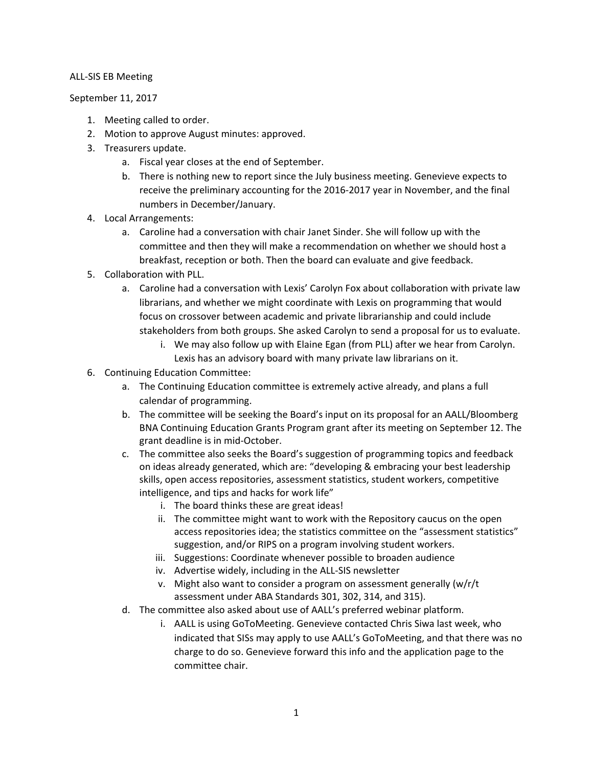ALL-SIS EB Meeting

September 11, 2017

1. Meeting called to order.
2. Motion to approve August minutes: approved.
3. Treasurers update.
   a. Fiscal year closes at the end of September.
   b. There is nothing new to report since the July business meeting. Genevieve expects to receive the preliminary accounting for the 2016-2017 year in November, and the final numbers in December/January.
4. Local Arrangements:
   a. Caroline had a conversation with chair Janet Sinder. She will follow up with the committee and then they will make a recommendation on whether we should host a breakfast, reception or both. Then the board can evaluate and give feedback.
5. Collaboration with PLL.
   a. Caroline had a conversation with Lexis' Carolyn Fox about collaboration with private law librarians, and whether we might coordinate with Lexis on programming that would focus on crossover between academic and private librarianship and could include stakeholders from both groups. She asked Carolyn to send a proposal for us to evaluate.
      i. We may also follow up with Elaine Egan (from PLL) after we hear from Carolyn. Lexis has an advisory board with many private law librarians on it.
6. Continuing Education Committee:
   a. The Continuing Education committee is extremely active already, and plans a full calendar of programming.
   b. The committee will be seeking the Board's input on its proposal for an AALL/Bloomberg BNA Continuing Education Grants Program grant after its meeting on September 12. The grant deadline is in mid-October.
   c. The committee also seeks the Board's suggestion of programming topics and feedback on ideas already generated, which are: "developing & embracing your best leadership skills, open access repositories, assessment statistics, student workers, competitive intelligence, and tips and hacks for work life"
      i. The board thinks these are great ideas!
      ii. The committee might want to work with the Repository caucus on the open access repositories idea; the statistics committee on the "assessment statistics" suggestion, and/or RIPS on a program involving student workers.
      iii. Suggestions: Coordinate whenever possible to broaden audience
      iv. Advertise widely, including in the ALL-SIS newsletter
      v. Might also want to consider a program on assessment generally (w/r/t assessment under ABA Standards 301, 302, 314, and 315).
   d. The committee also asked about use of AALL's preferred webinar platform.
      i. AALL is using GoToMeeting. Genevieve contacted Chris Siwa last week, who indicated that SISs may apply to use AALL's GoToMeeting, and that there was no charge to do so. Genevieve forward this info and the application page to the committee chair.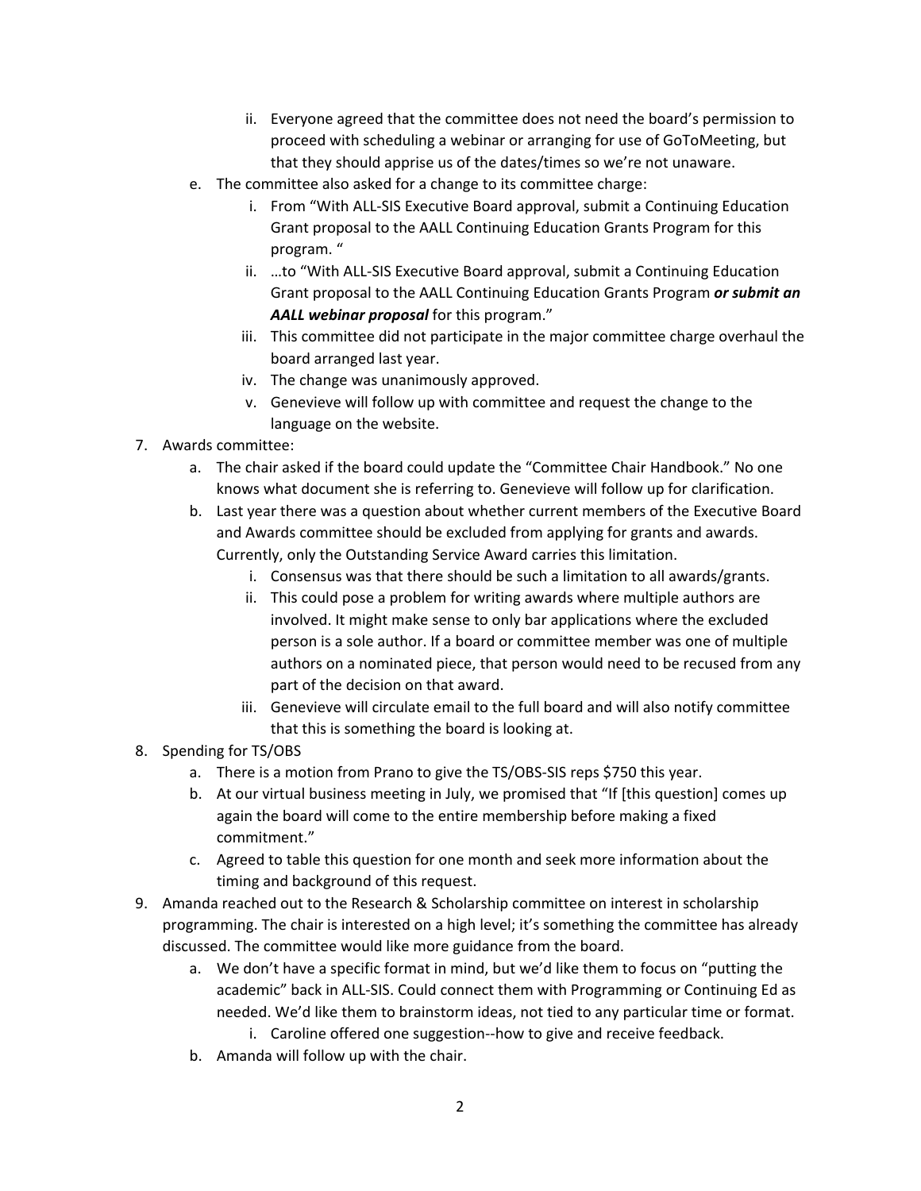ii. Everyone agreed that the committee does not need the board's permission to proceed with scheduling a webinar or arranging for use of GoToMeeting, but that they should apprise us of the dates/times so we're not unaware.

e. The committee also asked for a change to its committee charge:

   i. From "With ALL-SIS Executive Board approval, submit a Continuing Education Grant proposal to the AALL Continuing Education Grants Program for this program. "

   ii. …to "With ALL-SIS Executive Board approval, submit a Continuing Education Grant proposal to the AALL Continuing Education Grants Program ***or submit an AALL webinar proposal*** for this program."

   iii. This committee did not participate in the major committee charge overhaul the board arranged last year.

   iv. The change was unanimously approved.

   v. Genevieve will follow up with committee and request the change to the language on the website.

7. Awards committee:
   a. The chair asked if the board could update the "Committee Chair Handbook." No one knows what document she is referring to. Genevieve will follow up for clarification.
   b. Last year there was a question about whether current members of the Executive Board and Awards committee should be excluded from applying for grants and awards. Currently, only the Outstanding Service Award carries this limitation.
      i. Consensus was that there should be such a limitation to all awards/grants.
      ii. This could pose a problem for writing awards where multiple authors are involved. It might make sense to only bar applications where the excluded person is a sole author. If a board or committee member was one of multiple authors on a nominated piece, that person would need to be recused from any part of the decision on that award.
      iii. Genevieve will circulate email to the full board and will also notify committee that this is something the board is looking at.
8. Spending for TS/OBS
   a. There is a motion from Prano to give the TS/OBS-SIS reps $750 this year.
   b. At our virtual business meeting in July, we promised that "If [this question] comes up again the board will come to the entire membership before making a fixed commitment."
   c. Agreed to table this question for one month and seek more information about the timing and background of this request.
9. Amanda reached out to the Research & Scholarship committee on interest in scholarship programming. The chair is interested on a high level; it's something the committee has already discussed. The committee would like more guidance from the board.
   a. We don't have a specific format in mind, but we'd like them to focus on "putting the academic" back in ALL-SIS. Could connect them with Programming or Continuing Ed as needed. We'd like them to brainstorm ideas, not tied to any particular time or format.
      i. Caroline offered one suggestion--how to give and receive feedback.
   b. Amanda will follow up with the chair.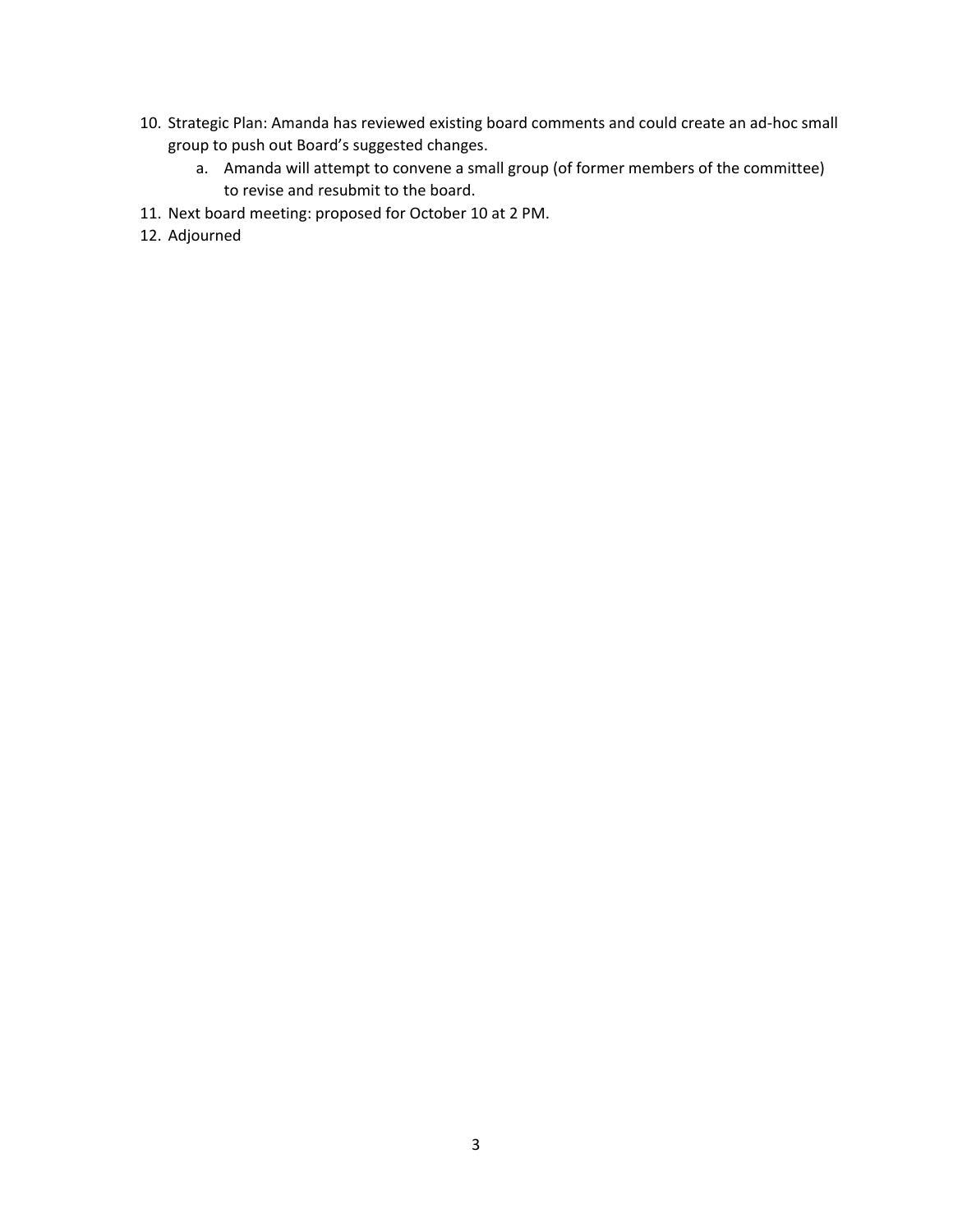10. Strategic Plan: Amanda has reviewed existing board comments and could create an ad-hoc small group to push out Board's suggested changes.
    a. Amanda will attempt to convene a small group (of former members of the committee) to revise and resubmit to the board.
11. Next board meeting: proposed for October 10 at 2 PM.
12. Adjourned